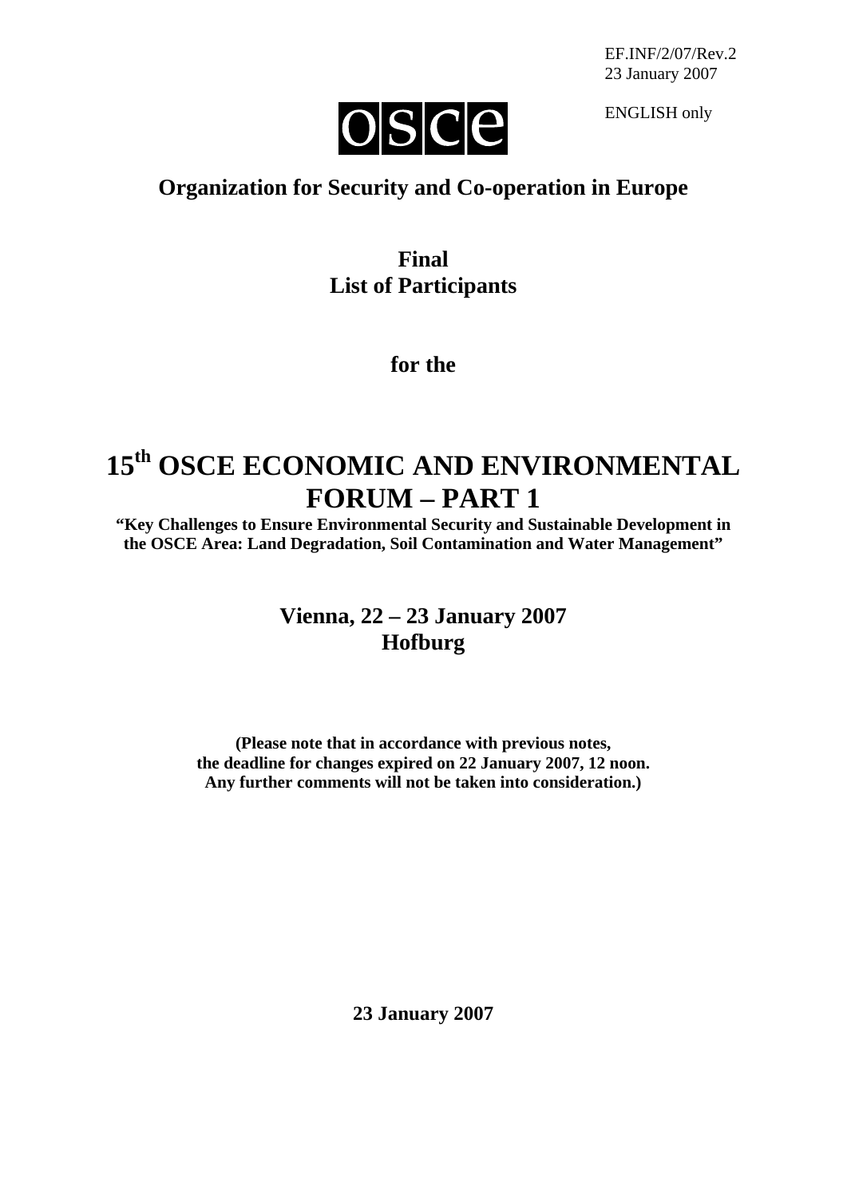EF.INF/2/07/Rev.2
23 January 2007

ENGLISH only

OSCE

## Organization for Security and Co-operation in Europe

**Final**
**List of Participants**

**for the**

# 15th OSCE ECONOMIC AND ENVIRONMENTAL FORUM – PART 1

**"Key Challenges to Ensure Environmental Security and Sustainable Development in the OSCE Area: Land Degradation, Soil Contamination and Water Management"**

## Vienna, 22 – 23 January 2007
## Hofburg

**(Please note that in accordance with previous notes, the deadline for changes expired on 22 January 2007, 12 noon. Any further comments will not be taken into consideration.)**

**23 January 2007**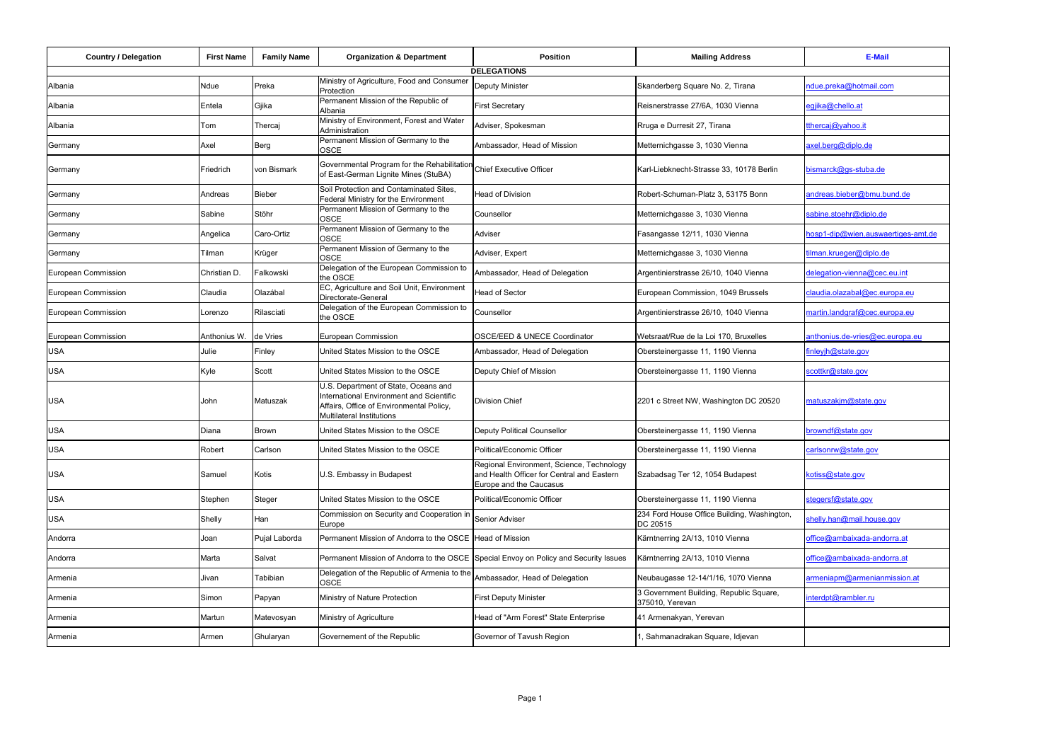| Country / Delegation | First Name | Family Name | Organization & Department | Position | Mailing Address | E-Mail |
|---|---|---|---|---|---|---|
| **DELEGATIONS** | | | | | | |
| Albania | Ndue | Preka | Ministry of Agriculture, Food and Consumer Protection | Deputy Minister | Skanderberg Square No. 2, Tirana | ndue.preka@hotmail.com |
| Albania | Entela | Gjika | Permanent Mission of the Republic of Albania | First Secretary | Reisnerstrasse 27/6A, 1030 Vienna | egjika@chello.at |
| Albania | Tom | Thercaj | Ministry of Environment, Forest and Water Administration | Adviser, Spokesman | Rruga e Durresit 27, Tirana | tthercaj@yahoo.it |
| Germany | Axel | Berg | Permanent Mission of Germany to the OSCE | Ambassador, Head of Mission | Metternichgasse 3, 1030 Vienna | axel.berg@diplo.de |
| Germany | Friedrich | von Bismark | Governmental Program for the Rehabilitation of East-German Lignite Mines (StuBA) | Chief Executive Officer | Karl-Liebknecht-Strasse 33, 10178 Berlin | bismarck@gs-stuba.de |
| Germany | Andreas | Bieber | Soil Protection and Contaminated Sites, Federal Ministry for the Environment | Head of Division | Robert-Schuman-Platz 3, 53175 Bonn | andreas.bieber@bmu.bund.de |
| Germany | Sabine | Stöhr | Permanent Mission of Germany to the OSCE | Counsellor | Metternichgasse 3, 1030 Vienna | sabine.stoehr@diplo.de |
| Germany | Angelica | Caro-Ortiz | Permanent Mission of Germany to the OSCE | Adviser | Fasangasse 12/11, 1030 Vienna | hosp1-dip@wien.auswaertiges-amt.de |
| Germany | Tilman | Krüger | Permanent Mission of Germany to the OSCE | Adviser, Expert | Metternichgasse 3, 1030 Vienna | tilman.krueger@diplo.de |
| European Commission | Christian D. | Falkowski | Delegation of the European Commission to the OSCE | Ambassador, Head of Delegation | Argentinierstrasse 26/10, 1040 Vienna | delegation-vienna@cec.eu.int |
| European Commission | Claudia | Olazábal | EC, Agriculture and Soil Unit, Environment Directorate-General | Head of Sector | European Commission, 1049 Brussels | claudia.olazabal@ec.europa.eu |
| European Commission | Lorenzo | Rilasciati | Delegation of the European Commission to the OSCE | Counsellor | Argentinierstrasse 26/10, 1040 Vienna | martin.landgraf@cec.europa.eu |
| European Commission | Anthonius W. | de Vries | European Commission | OSCE/EED & UNECE Coordinator | Wetsraat/Rue de la Loi 170, Bruxelles | anthonius.de-vries@ec.europa.eu |
| USA | Julie | Finley | United States Mission to the OSCE | Ambassador, Head of Delegation | Obersteinergasse 11, 1190 Vienna | finleyjh@state.gov |
| USA | Kyle | Scott | United States Mission to the OSCE | Deputy Chief of Mission | Obersteinergasse 11, 1190 Vienna | scottkr@state.gov |
| USA | John | Matuszak | U.S. Department of State, Oceans and International Environment and Scientific Affairs, Office of Environmental Policy, Multilateral Institutions | Division Chief | 2201 c Street NW, Washington DC 20520 | matuszakjm@state.gov |
| USA | Diana | Brown | United States Mission to the OSCE | Deputy Political Counsellor | Obersteinergasse 11, 1190 Vienna | browndf@state.gov |
| USA | Robert | Carlson | United States Mission to the OSCE | Political/Economic Officer | Obersteinergasse 11, 1190 Vienna | carlsonrw@state.gov |
| USA | Samuel | Kotis | U.S. Embassy in Budapest | Regional Environment, Science, Technology and Health Officer for Central and Eastern Europe and the Caucasus | Szabadsag Ter 12, 1054 Budapest | kotiss@state.gov |
| USA | Stephen | Steger | United States Mission to the OSCE | Political/Economic Officer | Obersteinergasse 11, 1190 Vienna | stegersf@state.gov |
| USA | Shelly | Han | Commission on Security and Cooperation in Europe | Senior Adviser | 234 Ford House Office Building, Washington, DC 20515 | shelly.han@mail.house.gov |
| Andorra | Joan | Pujal Laborda | Permanent Mission of Andorra to the OSCE | Head of Mission | Kärntnerring 2A/13, 1010 Vienna | office@ambaixada-andorra.at |
| Andorra | Marta | Salvat | Permanent Mission of Andorra to the OSCE | Special Envoy on Policy and Security Issues | Kärntnerring 2A/13, 1010 Vienna | office@ambaixada-andorra.at |
| Armenia | Jivan | Tabibian | Delegation of the Republic of Armenia to the OSCE | Ambassador, Head of Delegation | Neubaugasse 12-14/1/16, 1070 Vienna | armeniapm@armenianmission.at |
| Armenia | Simon | Papyan | Ministry of Nature Protection | First Deputy Minister | 3 Government Building, Republic Square, 375010, Yerevan | interdpt@rambler.ru |
| Armenia | Martun | Matevosyan | Ministry of Agriculture | Head of "Arm Forest" State Enterprise | 41 Armenakyan, Yerevan | |
| Armenia | Armen | Ghularyan | Governement of the Republic | Governor of Tavush Region | 1, Sahmanadrakan Square, Idjevan | |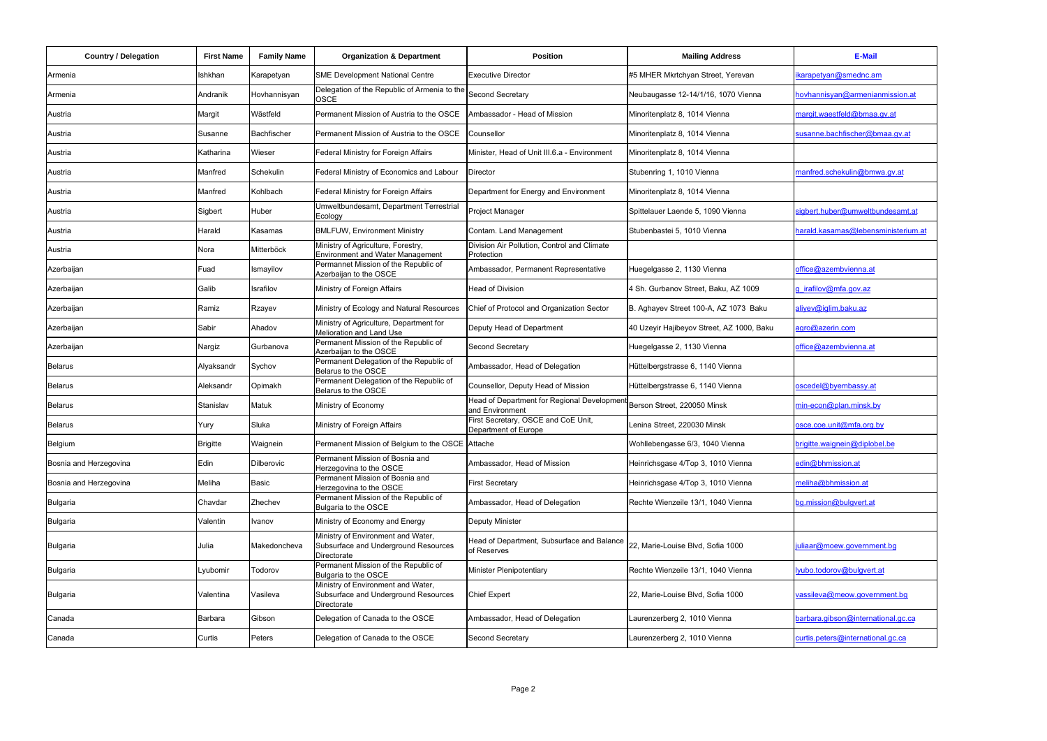| Country / Delegation | First Name | Family Name | Organization & Department | Position | Mailing Address | E-Mail |
|---|---|---|---|---|---|---|
| Armenia | Ishkhan | Karapetyan | SME Development National Centre | Executive Director | #5 MHER Mkrtchyan Street, Yerevan | ikarapetyan@smednc.am |
| Armenia | Andranik | Hovhannisyan | Delegation of the Republic of Armenia to the OSCE | Second Secretary | Neubaugasse 12-14/1/16, 1070 Vienna | hovhannisyan@armenianmission.at |
| Austria | Margit | Wästfeld | Permanent Mission of Austria to the OSCE | Ambassador - Head of Mission | Minoritenplatz 8, 1014 Vienna | margit.waestfeld@bmaa.gv.at |
| Austria | Susanne | Bachfischer | Permanent Mission of Austria to the OSCE | Counsellor | Minoritenplatz 8, 1014 Vienna | susanne.bachfischer@bmaa.gv.at |
| Austria | Katharina | Wieser | Federal Ministry for Foreign Affairs | Minister, Head of Unit III.6.a - Environment | Minoritenplatz 8, 1014 Vienna | |
| Austria | Manfred | Schekulin | Federal Ministry of Economics and Labour | Director | Stubenring 1, 1010 Vienna | manfred.schekulin@bmwa.gv.at |
| Austria | Manfred | Kohlbach | Federal Ministry for Foreign Affairs | Department for Energy and Environment | Minoritenplatz 8, 1014 Vienna | |
| Austria | Sigbert | Huber | Umweltbundesamt, Department Terrestrial Ecology | Project Manager | Spittelauer Laende 5, 1090 Vienna | sigbert.huber@umweltbundesamt.at |
| Austria | Harald | Kasamas | BMLFUW, Environment Ministry | Contam. Land Management | Stubenbastei 5, 1010 Vienna | harald.kasamas@lebensministerium.at |
| Austria | Nora | Mitterböck | Ministry of Agriculture, Forestry, Environment and Water Management | Division Air Pollution, Control and Climate Protection | | |
| Azerbaijan | Fuad | Ismayilov | Permannet Mission of the Republic of Azerbaijan to the OSCE | Ambassador, Permanent Representative | Huegelgasse 2, 1130 Vienna | office@azembvienna.at |
| Azerbaijan | Galib | Israfilov | Ministry of Foreign Affairs | Head of Division | 4 Sh. Gurbanov Street, Baku, AZ 1009 | g_irafilov@mfa.gov.az |
| Azerbaijan | Ramiz | Rzayev | Ministry of Ecology and Natural Resources | Chief of Protocol and Organization Sector | B. Aghayev Street 100-A, AZ 1073 Baku | aliyev@iglim.baku.az |
| Azerbaijan | Sabir | Ahadov | Ministry of Agriculture, Department for Melioration and Land Use | Deputy Head of Department | 40 Uzeyir Hajibeyov Street, AZ 1000, Baku | agro@azerin.com |
| Azerbaijan | Nargiz | Gurbanova | Permanent Mission of the Republic of Azerbaijan to the OSCE | Second Secretary | Huegelgasse 2, 1130 Vienna | office@azembvienna.at |
| Belarus | Alyaksandr | Sychov | Permanent Delegation of the Republic of Belarus to the OSCE | Ambassador, Head of Delegation | Hüttelbergstrasse 6, 1140 Vienna | |
| Belarus | Aleksandr | Opimakh | Permanent Delegation of the Republic of Belarus to the OSCE | Counsellor, Deputy Head of Mission | Hüttelbergstrasse 6, 1140 Vienna | oscedel@byembassy.at |
| Belarus | Stanislav | Matuk | Ministry of Economy | Head of Department for Regional Development and Environment | Berson Street, 220050 Minsk | min-econ@plan.minsk.by |
| Belarus | Yury | Sluka | Ministry of Foreign Affairs | First Secretary, OSCE and CoE Unit, Department of Europe | Lenina Street, 220030 Minsk | osce.coe.unit@mfa.org.by |
| Belgium | Brigitte | Waignein | Permanent Mission of Belgium to the OSCE | Attache | Wohllebengasse 6/3, 1040 Vienna | brigitte.waignein@diplobel.be |
| Bosnia and Herzegovina | Edin | Dilberovic | Permanent Mission of Bosnia and Herzegovina to the OSCE | Ambassador, Head of Mission | Heinrichsgase 4/Top 3, 1010 Vienna | edin@bhmission.at |
| Bosnia and Herzegovina | Meliha | Basic | Permanent Mission of Bosnia and Herzegovina to the OSCE | First Secretary | Heinrichsgase 4/Top 3, 1010 Vienna | meliha@bhmission.at |
| Bulgaria | Chavdar | Zhechev | Permanent Mission of the Republic of Bulgaria to the OSCE | Ambassador, Head of Delegation | Rechte Wienzeile 13/1, 1040 Vienna | bg.mission@bulgvert.at |
| Bulgaria | Valentin | Ivanov | Ministry of Economy and Energy | Deputy Minister | | |
| Bulgaria | Julia | Makedoncheva | Ministry of Environment and Water, Subsurface and Underground Resources Directorate | Head of Department, Subsurface and Balance of Reserves | 22, Marie-Louise Blvd, Sofia 1000 | juliaar@moew.government.bg |
| Bulgaria | Lyubomir | Todorov | Permanent Mission of the Republic of Bulgaria to the OSCE | Minister Plenipotentiary | Rechte Wienzeile 13/1, 1040 Vienna | lyubo.todorov@bulgvert.at |
| Bulgaria | Valentina | Vasileva | Ministry of Environment and Water, Subsurface and Underground Resources Directorate | Chief Expert | 22, Marie-Louise Blvd, Sofia 1000 | vassileva@meow.government.bg |
| Canada | Barbara | Gibson | Delegation of Canada to the OSCE | Ambassador, Head of Delegation | Laurenzerberg 2, 1010 Vienna | barbara.gibson@international.gc.ca |
| Canada | Curtis | Peters | Delegation of Canada to the OSCE | Second Secretary | Laurenzerberg 2, 1010 Vienna | curtis.peters@international.gc.ca |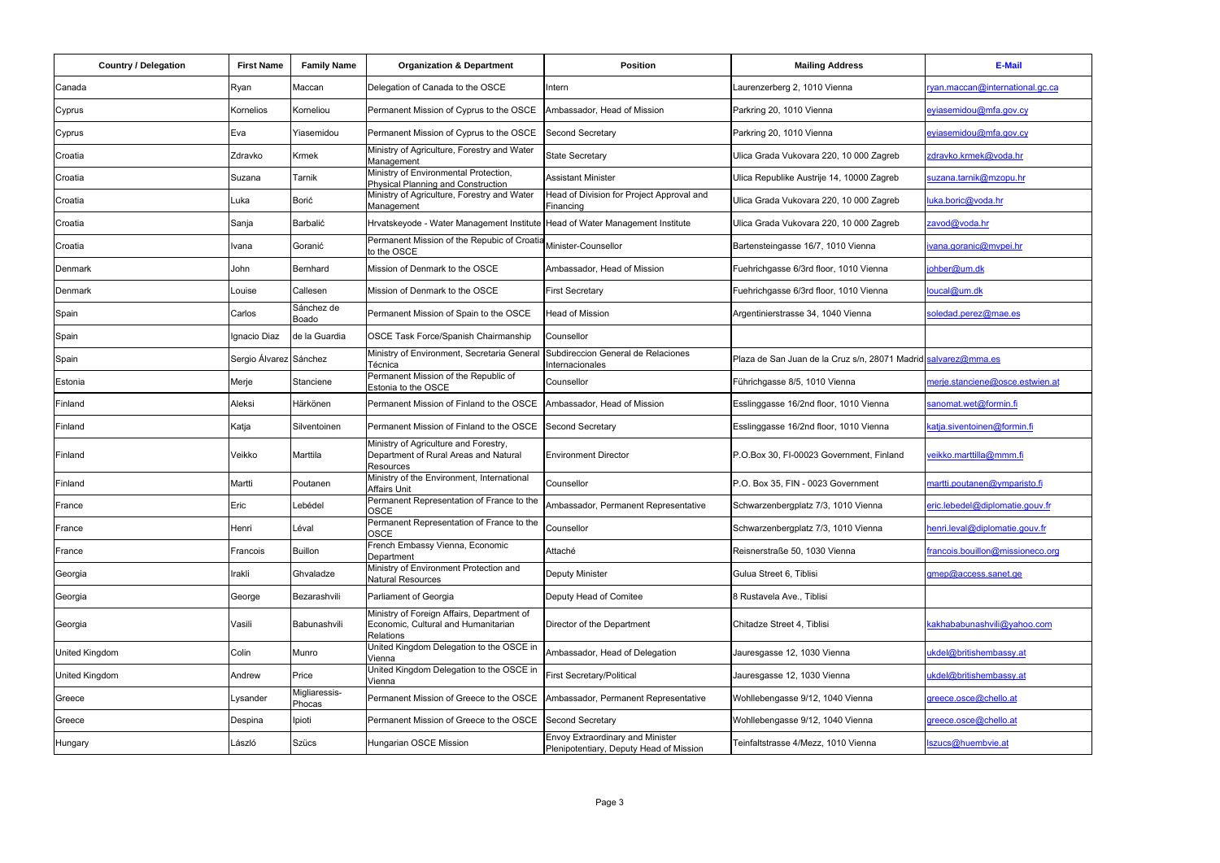| Country / Delegation | First Name | Family Name | Organization & Department | Position | Mailing Address | E-Mail |
|---|---|---|---|---|---|---|
| Canada | Ryan | Maccan | Delegation of Canada to the OSCE | Intern | Laurenzerberg 2, 1010 Vienna | ryan.maccan@international.gc.ca |
| Cyprus | Kornelios | Korneliou | Permanent Mission of Cyprus to the OSCE | Ambassador, Head of Mission | Parkring 20, 1010 Vienna | eyiasemidou@mfa.gov.cy |
| Cyprus | Eva | Yiasemidou | Permanent Mission of Cyprus to the OSCE | Second Secretary | Parkring 20, 1010 Vienna | eyiasemidou@mfa.gov.cy |
| Croatia | Zdravko | Krmek | Ministry of Agriculture, Forestry and Water Management | State Secretary | Ulica Grada Vukovara 220, 10 000 Zagreb | zdravko.krmek@voda.hr |
| Croatia | Suzana | Tarnik | Ministry of Environmental Protection, Physical Planning and Construction | Assistant Minister | Ulica Republike Austrije 14, 10000 Zagreb | suzana.tarnik@mzopu.hr |
| Croatia | Luka | Borić | Ministry of Agriculture, Forestry and Water Management | Head of Division for Project Approval and Financing | Ulica Grada Vukovara 220, 10 000 Zagreb | luka.boric@voda.hr |
| Croatia | Sanja | Barbalić | Hrvatskeyode - Water Management Institute | Head of Water Management Institute | Ulica Grada Vukovara 220, 10 000 Zagreb | zavod@voda.hr |
| Croatia | Ivana | Goranić | Permanent Mission of the Repubic of Croatia to the OSCE | Minister-Counsellor | Bartensteingasse 16/7, 1010 Vienna | ivana.goranic@mvpei.hr |
| Denmark | John | Bernhard | Mission of Denmark to the OSCE | Ambassador, Head of Mission | Fuehrichgasse 6/3rd floor, 1010 Vienna | johber@um.dk |
| Denmark | Louise | Callesen | Mission of Denmark to the OSCE | First Secretary | Fuehrichgasse 6/3rd floor, 1010 Vienna | loucal@um.dk |
| Spain | Carlos | Sánchez de Boado | Permanent Mission of Spain to the OSCE | Head of Mission | Argentinierstrasse 34, 1040 Vienna | soledad.perez@mae.es |
| Spain | Ignacio Diaz | de la Guardia | OSCE Task Force/Spanish Chairmanship | Counsellor | | |
| Spain | Sergio Álvarez | Sánchez | Ministry of Environment, Secretaria General Técnica | Subdireccion General de Relaciones Internacionales | Plaza de San Juan de la Cruz s/n, 28071 Madrid | salvarez@mma.es |
| Estonia | Merje | Stanciene | Permanent Mission of the Republic of Estonia to the OSCE | Counsellor | Führichgasse 8/5, 1010 Vienna | merje.stanciene@osce.estwien.at |
| Finland | Aleksi | Härkönen | Permanent Mission of Finland to the OSCE | Ambassador, Head of Mission | Esslinggasse 16/2nd floor, 1010 Vienna | sanomat.wet@formin.fi |
| Finland | Katja | Silventoinen | Permanent Mission of Finland to the OSCE | Second Secretary | Esslinggasse 16/2nd floor, 1010 Vienna | katja.siventoinen@formin.fi |
| Finland | Veikko | Marttila | Ministry of Agriculture and Forestry, Department of Rural Areas and Natural Resources | Environment Director | P.O.Box 30, FI-00023 Government, Finland | veikko.marttilla@mmm.fi |
| Finland | Martti | Poutanen | Ministry of the Environment, International Affairs Unit | Counsellor | P.O. Box 35, FIN - 0023 Government | martti.poutanen@ymparisto.fi |
| France | Eric | Lebédel | Permanent Representation of France to the OSCE | Ambassador, Permanent Representative | Schwarzenbergplatz 7/3, 1010 Vienna | eric.lebedel@diplomatie.gouv.fr |
| France | Henri | Léval | Permanent Representation of France to the OSCE | Counsellor | Schwarzenbergplatz 7/3, 1010 Vienna | henri.leval@diplomatie.gouv.fr |
| France | Francois | Buillon | French Embassy Vienna, Economic Department | Attaché | Reisnerstraße 50, 1030 Vienna | francois.bouillon@missioneco.org |
| Georgia | Irakli | Ghvaladze | Ministry of Environment Protection and Natural Resources | Deputy Minister | Gulua Street 6, Tiblisi | gmep@access.sanet.ge |
| Georgia | George | Bezarashvili | Parliament of Georgia | Deputy Head of Comitee | 8 Rustavela Ave., Tiblisi | |
| Georgia | Vasili | Babunashvili | Ministry of Foreign Affairs, Department of Economic, Cultural and Humanitarian Relations | Director of the Department | Chitadze Street 4, Tiblisi | kakhababunashvili@yahoo.com |
| United Kingdom | Colin | Munro | United Kingdom Delegation to the OSCE in Vienna | Ambassador, Head of Delegation | Jauresgasse 12, 1030 Vienna | ukdel@britishembassy.at |
| United Kingdom | Andrew | Price | United Kingdom Delegation to the OSCE in Vienna | First Secretary/Political | Jauresgasse 12, 1030 Vienna | ukdel@britishembassy.at |
| Greece | Lysander | Migliaressis-Phocas | Permanent Mission of Greece to the OSCE | Ambassador, Permanent Representative | Wohllebengasse 9/12, 1040 Vienna | greece.osce@chello.at |
| Greece | Despina | Ipioti | Permanent Mission of Greece to the OSCE | Second Secretary | Wohllebengasse 9/12, 1040 Vienna | greece.osce@chello.at |
| Hungary | László | Szücs | Hungarian OSCE Mission | Envoy Extraordinary and Minister Plenipotentiary, Deputy Head of Mission | Teinfaltstrasse 4/Mezz, 1010 Vienna | lszucs@huembvie.at |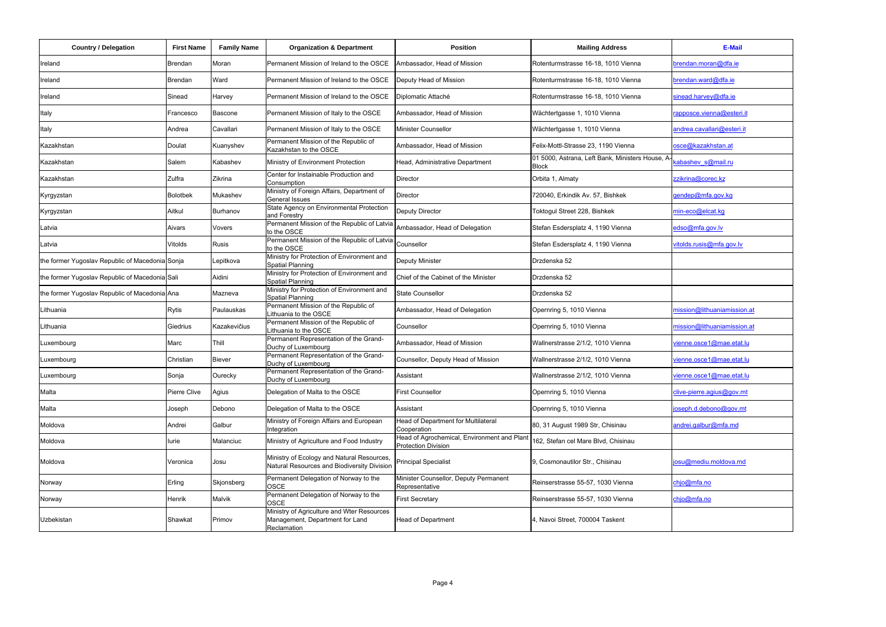| Country / Delegation | First Name | Family Name | Organization & Department | Position | Mailing Address | E-Mail |
|---|---|---|---|---|---|---|
| Ireland | Brendan | Moran | Permanent Mission of Ireland to the OSCE | Ambassador, Head of Mission | Rotenturmstrasse 16-18, 1010 Vienna | brendan.moran@dfa.ie |
| Ireland | Brendan | Ward | Permanent Mission of Ireland to the OSCE | Deputy Head of Mission | Rotenturmstrasse 16-18, 1010 Vienna | brendan.ward@dfa.ie |
| Ireland | Sinead | Harvey | Permanent Mission of Ireland to the OSCE | Diplomatic Attaché | Rotenturmstrasse 16-18, 1010 Vienna | sinead.harvey@dfa.ie |
| Italy | Francesco | Bascone | Permanent Mission of Italy to the OSCE | Ambassador, Head of Mission | Wächtertgasse 1, 1010 Vienna | rapposce.vienna@esteri.it |
| Italy | Andrea | Cavallari | Permanent Mission of Italy to the OSCE | Minister Counsellor | Wächtertgasse 1, 1010 Vienna | andrea.cavallari@esteri.it |
| Kazakhstan | Doulat | Kuanyshev | Permanent Mission of the Republic of Kazakhstan to the OSCE | Ambassador, Head of Mission | Felix-Mottl-Strasse 23, 1190 Vienna | osce@kazakhstan.at |
| Kazakhstan | Salem | Kabashev | Ministry of Environment Protection | Head, Administrative Department | 01 5000, Astrana, Left Bank, Ministers House, A-Block | kabashev_s@mail.ru |
| Kazakhstan | Zulfra | Zikrina | Center for Instainable Production and Consumption | Director | Orbita 1, Almaty | zzikrina@corec.kz |
| Kyrgyzstan | Bolotbek | Mukashev | Ministry of Foreign Affairs, Department of General Issues | Director | 720040, Erkindik Av. 57, Bishkek | gendep@mfa.gov.kg |
| Kyrgyzstan | Aitkul | Burhanov | State Agency on Environmental Protection and Forestry | Deputy Director | Toktogul Street 228, Bishkek | min-eco@elcat.kg |
| Latvia | Aivars | Vovers | Permanent Mission of the Republic of Latvia to the OSCE | Ambassador, Head of Delegation | Stefan Esdersplatz 4, 1190 Vienna | edso@mfa.gov.lv |
| Latvia | Vitolds | Rusis | Permanent Mission of the Republic of Latvia to the OSCE | Counsellor | Stefan Esdersplatz 4, 1190 Vienna | vitolds.rusis@mfa.gov.lv |
| the former Yugoslav Republic of Macedonia | Sonja | Lepitkova | Ministry for Protection of Environment and Spatial Planning | Deputy Minister | Drzdenska 52 | |
| the former Yugoslav Republic of Macedonia | Sali | Aidini | Ministry for Protection of Environment and Spatial Planning | Chief of the Cabinet of the Minister | Drzdenska 52 | |
| the former Yugoslav Republic of Macedonia | Ana | Mazneva | Ministry for Protection of Environment and Spatial Planning | State Counsellor | Drzdenska 52 | |
| Lithuania | Rytis | Paulauskas | Permanent Mission of the Republic of Lithuania to the OSCE | Ambassador, Head of Delegation | Opernring 5, 1010 Vienna | mission@lithuaniamission.at |
| Lithuania | Giedrius | Kazakevičius | Permanent Mission of the Republic of Lithuania to the OSCE | Counsellor | Opernring 5, 1010 Vienna | mission@lithuaniamission.at |
| Luxembourg | Marc | Thill | Permanent Representation of the Grand-Duchy of Luxembourg | Ambassador, Head of Mission | Wallnerstrasse 2/1/2, 1010 Vienna | vienne.osce1@mae.etat.lu |
| Luxembourg | Christian | Biever | Permanent Representation of the Grand-Duchy of Luxembourg | Counsellor, Deputy Head of Mission | Wallnerstrasse 2/1/2, 1010 Vienna | vienne.osce1@mae.etat.lu |
| Luxembourg | Sonja | Ourecky | Permanent Representation of the Grand-Duchy of Luxembourg | Assistant | Wallnerstrasse 2/1/2, 1010 Vienna | vienne.osce1@mae.etat.lu |
| Malta | Pierre Clive | Agius | Delegation of Malta to the OSCE | First Counsellor | Opernring 5, 1010 Vienna | clive-pierre.agius@gov.mt |
| Malta | Joseph | Debono | Delegation of Malta to the OSCE | Assistant | Opernring 5, 1010 Vienna | joseph.d.debono@gov.mt |
| Moldova | Andrei | Galbur | Ministry of Foreign Affairs and European Integration | Head of Department for Multilateral Cooperation | 80, 31 August 1989 Str, Chisinau | andrei.galbur@mfa.md |
| Moldova | Iurie | Malanciuc | Ministry of Agriculture and Food Industry | Head of Agrochemical, Environment and Plant Protection Division | 162, Stefan cel Mare Blvd, Chisinau | |
| Moldova | Veronica | Josu | Ministry of Ecology and Natural Resources, Natural Resources and Biodiversity Division | Principal Specialist | 9, Cosmonautilor Str., Chisinau | josu@mediu.moldova.md |
| Norway | Erling | Skjonsberg | Permanent Delegation of Norway to the OSCE | Minister Counsellor, Deputy Permanent Representative | Reinserstrasse 55-57, 1030 Vienna | chjo@mfa.no |
| Norway | Henrik | Malvik | Permanent Delegation of Norway to the OSCE | First Secretary | Reinserstrasse 55-57, 1030 Vienna | chjo@mfa.no |
| Uzbekistan | Shawkat | Primov | Ministry of Agriculture and Wter Resources Management, Department for Land Reclamation | Head of Department | 4, Navoi Street, 700004 Taskent | |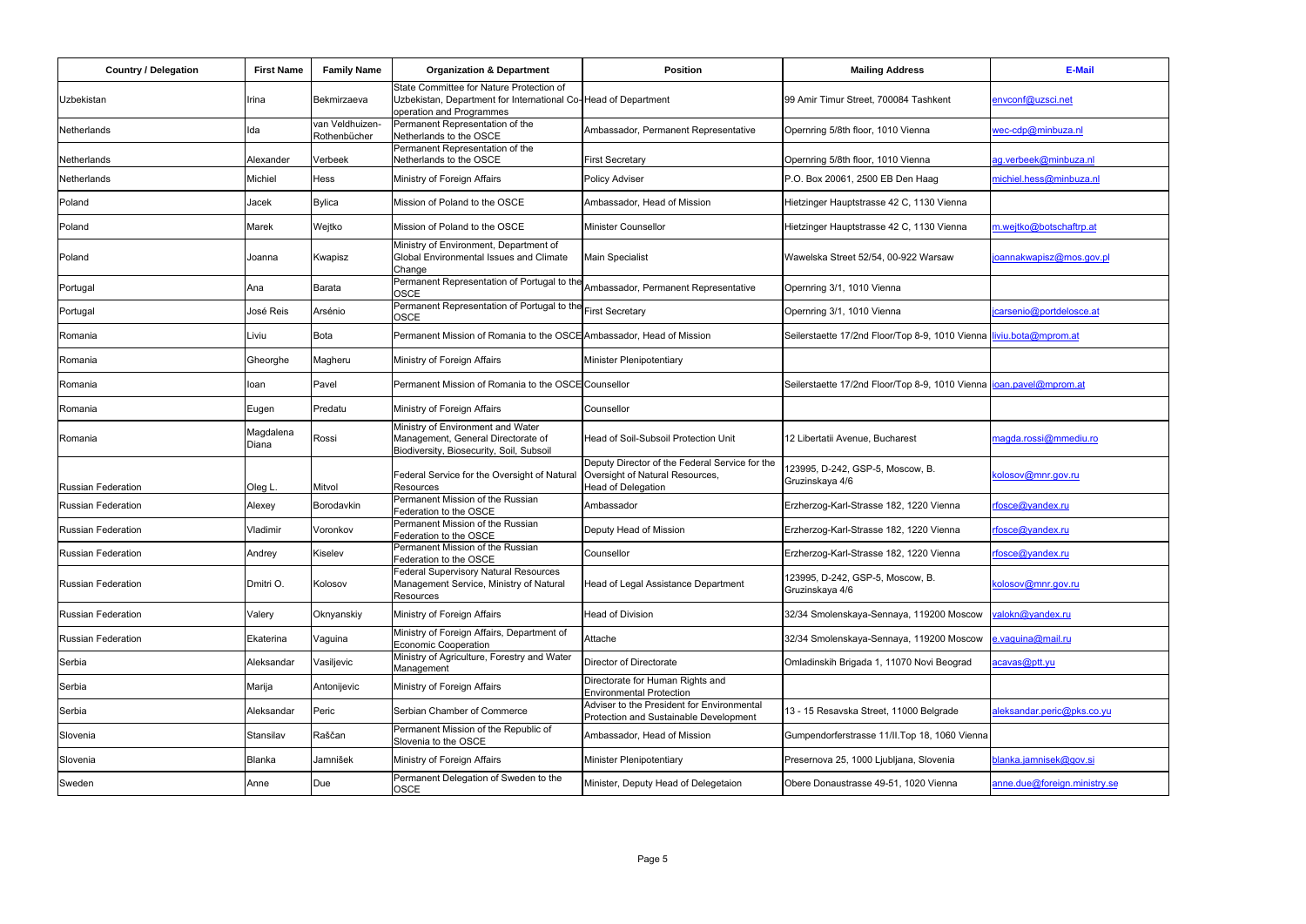| Country / Delegation | First Name | Family Name | Organization & Department | Position | Mailing Address | E-Mail |
|---|---|---|---|---|---|---|
| Uzbekistan | Irina | Bekmirzaeva | State Committee for Nature Protection of Uzbekistan, Department for International Co-operation and Programmes | Head of Department | 99 Amir Timur Street, 700084 Tashkent | envconf@uzsci.net |
| Netherlands | Ida | van Veldhuizen-Rothenbücher | Permanent Representation of the Netherlands to the OSCE | Ambassador, Permanent Representative | Opernring 5/8th floor, 1010 Vienna | wec-cdp@minbuza.nl |
| Netherlands | Alexander | Verbeek | Permanent Representation of the Netherlands to the OSCE | First Secretary | Opernring 5/8th floor, 1010 Vienna | ag.verbeek@minbuza.nl |
| Netherlands | Michiel | Hess | Ministry of Foreign Affairs | Policy Adviser | P.O. Box 20061, 2500 EB Den Haag | michiel.hess@minbuza.nl |
| Poland | Jacek | Bylica | Mission of Poland to the OSCE | Ambassador, Head of Mission | Hietzinger Hauptstrasse 42 C, 1130 Vienna | |
| Poland | Marek | Wejtko | Mission of Poland to the OSCE | Minister Counsellor | Hietzinger Hauptstrasse 42 C, 1130 Vienna | m.wejtko@botschaftrp.at |
| Poland | Joanna | Kwapisz | Ministry of Environment, Department of Global Environmental Issues and Climate Change | Main Specialist | Wawelska Street 52/54, 00-922 Warsaw | joannakwapisz@mos.gov.pl |
| Portugal | Ana | Barata | Permanent Representation of Portugal to the OSCE | Ambassador, Permanent Representative | Opernring 3/1, 1010 Vienna | |
| Portugal | José Reis | Arsénio | Permanent Representation of Portugal to the OSCE | First Secretary | Opernring 3/1, 1010 Vienna | jcarsenio@portdelosce.at |
| Romania | Liviu | Bota | Permanent Mission of Romania to the OSCE | Ambassador, Head of Mission | Seilerstaette 17/2nd Floor/Top 8-9, 1010 Vienna | liviu.bota@mprom.at |
| Romania | Gheorghe | Magheru | Ministry of Foreign Affairs | Minister Plenipotentiary | | |
| Romania | Ioan | Pavel | Permanent Mission of Romania to the OSCE | Counsellor | Seilerstaette 17/2nd Floor/Top 8-9, 1010 Vienna | ioan.pavel@mprom.at |
| Romania | Eugen | Predatu | Ministry of Foreign Affairs | Counsellor | | |
| Romania | Magdalena Diana | Rossi | Ministry of Environment and Water Management, General Directorate of Biodiversity, Biosecurity, Soil, Subsoil | Head of Soil-Subsoil Protection Unit | 12 Libertatii Avenue, Bucharest | magda.rossi@mmediu.ro |
| Russian Federation | Oleg L. | Mitvol | Federal Service for the Oversight of Natural Resources | Deputy Director of the Federal Service for the Oversight of Natural Resources, Head of Delegation | 123995, D-242, GSP-5, Moscow, B. Gruzinskaya 4/6 | kolosov@mnr.gov.ru |
| Russian Federation | Alexey | Borodavkin | Permanent Mission of the Russian Federation to the OSCE | Ambassador | Erzherzog-Karl-Strasse 182, 1220 Vienna | rfosce@yandex.ru |
| Russian Federation | Vladimir | Voronkov | Permanent Mission of the Russian Federation to the OSCE | Deputy Head of Mission | Erzherzog-Karl-Strasse 182, 1220 Vienna | rfosce@yandex.ru |
| Russian Federation | Andrey | Kiselev | Permanent Mission of the Russian Federation to the OSCE | Counsellor | Erzherzog-Karl-Strasse 182, 1220 Vienna | rfosce@yandex.ru |
| Russian Federation | Dmitri O. | Kolosov | Federal Supervisory Natural Resources Management Service, Ministry of Natural Resources | Head of Legal Assistance Department | 123995, D-242, GSP-5, Moscow, B. Gruzinskaya 4/6 | kolosov@mnr.gov.ru |
| Russian Federation | Valery | Oknyanskiy | Ministry of Foreign Affairs | Head of Division | 32/34 Smolenskaya-Sennaya, 119200 Moscow | valokn@yandex.ru |
| Russian Federation | Ekaterina | Vaguina | Ministry of Foreign Affairs, Department of Economic Cooperation | Attache | 32/34 Smolenskaya-Sennaya, 119200 Moscow | e.vaguina@mail.ru |
| Serbia | Aleksandar | Vasiljevic | Ministry of Agriculture, Forestry and Water Management | Director of Directorate | Omladinskih Brigada 1, 11070 Novi Beograd | acavas@ptt.yu |
| Serbia | Marija | Antonijevic | Ministry of Foreign Affairs | Directorate for Human Rights and Environmental Protection | | |
| Serbia | Aleksandar | Peric | Serbian Chamber of Commerce | Adviser to the President for Environmental Protection and Sustainable Development | 13 - 15 Resavska Street, 11000 Belgrade | aleksandar.peric@pks.co.yu |
| Slovenia | Stansilav | Raščan | Permanent Mission of the Republic of Slovenia to the OSCE | Ambassador, Head of Mission | Gumpendorferstrasse 11/II.Top 18, 1060 Vienna | |
| Slovenia | Blanka | Jamnišek | Ministry of Foreign Affairs | Minister Plenipotentiary | Presernova 25, 1000 Ljubljana, Slovenia | blanka.jamnisek@gov.si |
| Sweden | Anne | Due | Permanent Delegation of Sweden to the OSCE | Minister, Deputy Head of Delegetaion | Obere Donaustrasse 49-51, 1020 Vienna | anne.due@foreign.ministry.se |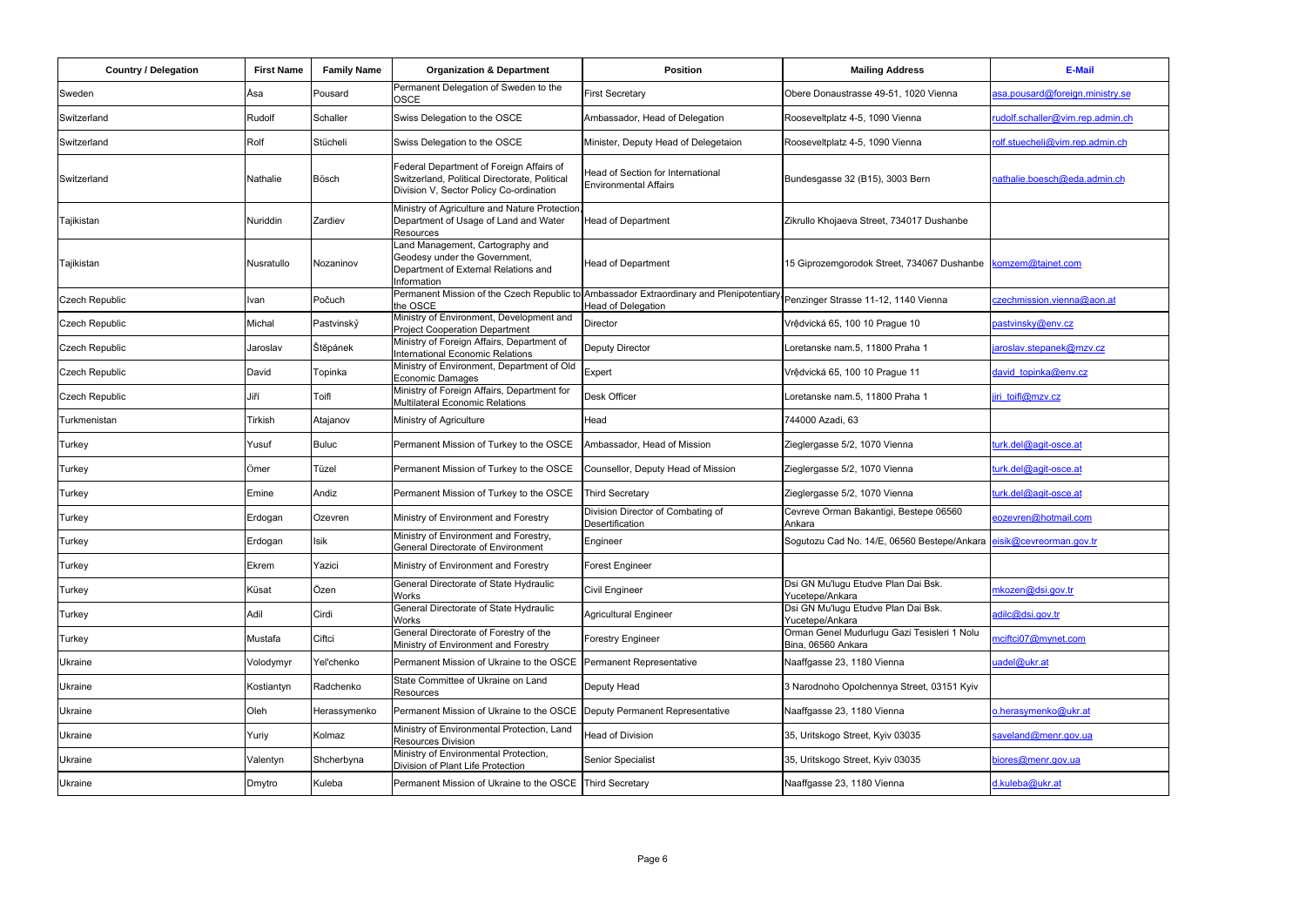| Country / Delegation | First Name | Family Name | Organization & Department | Position | Mailing Address | E-Mail |
|---|---|---|---|---|---|---|
| Sweden | Åsa | Pousard | Permanent Delegation of Sweden to the OSCE | First Secretary | Obere Donaustrasse 49-51, 1020 Vienna | asa.pousard@foreign.ministry.se |
| Switzerland | Rudolf | Schaller | Swiss Delegation to the OSCE | Ambassador, Head of Delegation | Rooseveltplatz 4-5, 1090 Vienna | rudolf.schaller@vim.rep.admin.ch |
| Switzerland | Rolf | Stücheli | Swiss Delegation to the OSCE | Minister, Deputy Head of Delegetaion | Rooseveltplatz 4-5, 1090 Vienna | rolf.stuecheli@vim.rep.admin.ch |
| Switzerland | Nathalie | Bösch | Federal Department of Foreign Affairs of Switzerland, Political Directorate, Political Division V, Sector Policy Co-ordination | Head of Section for International Environmental Affairs | Bundesgasse 32 (B15), 3003 Bern | nathalie.boesch@eda.admin.ch |
| Tajikistan | Nuriddin | Zardiev | Ministry of Agriculture and Nature Protection, Department of Usage of Land and Water Resources | Head of Department | Zikrullo Khojaeva Street, 734017 Dushanbe | |
| Tajikistan | Nusratullo | Nozaninov | Land Management, Cartography and Geodesy under the Government, Department of External Relations and Information | Head of Department | 15 Giprozemgorodok Street, 734067 Dushanbe | komzem@tajnet.com |
| Czech Republic | Ivan | Počuch | Permanent Mission of the Czech Republic to the OSCE | Ambassador Extraordinary and Plenipotentiary Head of Delegation | Penzinger Strasse 11-12, 1140 Vienna | czechmission.vienna@aon.at |
| Czech Republic | Michal | Pastvinský | Ministry of Environment, Development and Project Cooperation Department | Director | Vrḝdvická 65, 100 10 Prague 10 | pastvinsky@env.cz |
| Czech Republic | Jaroslav | Štěpánek | Ministry of Foreign Affairs, Department of International Economic Relations | Deputy Director | Loretanske nam.5, 11800 Praha 1 | jaroslav.stepanek@mzv.cz |
| Czech Republic | David | Topinka | Ministry of Environment, Department of Old Economic Damages | Expert | Vrḝdvická 65, 100 10 Prague 11 | david_topinka@env.cz |
| Czech Republic | Jiří | Toifl | Ministry of Foreign Affairs, Department for Multilateral Economic Relations | Desk Officer | Loretanske nam.5, 11800 Praha 1 | jiri_toifl@mzv.cz |
| Turkmenistan | Tirkish | Atajanov | Ministry of Agriculture | Head | 744000 Azadi, 63 | |
| Turkey | Yusuf | Buluc | Permanent Mission of Turkey to the OSCE | Ambassador, Head of Mission | Zieglergasse 5/2, 1070 Vienna | turk.del@agit-osce.at |
| Turkey | Ömer | Tüzel | Permanent Mission of Turkey to the OSCE | Counsellor, Deputy Head of Mission | Zieglergasse 5/2, 1070 Vienna | turk.del@agit-osce.at |
| Turkey | Emine | Andiz | Permanent Mission of Turkey to the OSCE | Third Secretary | Zieglergasse 5/2, 1070 Vienna | turk.del@agit-osce.at |
| Turkey | Erdogan | Ozevren | Ministry of Environment and Forestry | Division Director of Combating of Desertification | Cevreve Orman Bakantigi, Bestepe 06560 Ankara | eozevren@hotmail.com |
| Turkey | Erdogan | Isik | Ministry of Environment and Forestry, General Directorate of Environment | Engineer | Sogutozu Cad No. 14/E, 06560 Bestepe/Ankara | eisik@cevreorman.gov.tr |
| Turkey | Ekrem | Yazici | Ministry of Environment and Forestry | Forest Engineer | | |
| Turkey | Küsat | Özen | General Directorate of State Hydraulic Works | Civil Engineer | Dsi GN Mu'lugu Etudve Plan Dai Bsk. Yucetepe/Ankara | mkozen@dsi.gov.tr |
| Turkey | Adil | Cirdi | General Directorate of State Hydraulic Works | Agricultural Engineer | Dsi GN Mu'lugu Etudve Plan Dai Bsk. Yucetepe/Ankara | adilc@dsi.gov.tr |
| Turkey | Mustafa | Ciftci | General Directorate of Forestry of the Ministry of Environment and Forestry | Forestry Engineer | Orman Genel Mudurlugu Gazi Tesisleri 1 Nolu Bina, 06560 Ankara | mciftci07@mynet.com |
| Ukraine | Volodymyr | Yel'chenko | Permanent Mission of Ukraine to the OSCE | Permanent Representative | Naaffgasse 23, 1180 Vienna | uadel@ukr.at |
| Ukraine | Kostiantyn | Radchenko | State Committee of Ukraine on Land Resources | Deputy Head | 3 Narodnoho Opolchennya Street, 03151 Kyiv | |
| Ukraine | Oleh | Herassymenko | Permanent Mission of Ukraine to the OSCE | Deputy Permanent Representative | Naaffgasse 23, 1180 Vienna | o.herasymenko@ukr.at |
| Ukraine | Yuriy | Kolmaz | Ministry of Environmental Protection, Land Resources Division | Head of Division | 35, Uritskogo Street, Kyiv 03035 | saveland@menr.gov.ua |
| Ukraine | Valentyn | Shcherbyna | Ministry of Environmental Protection, Division of Plant Life Protection | Senior Specialist | 35, Uritskogo Street, Kyiv 03035 | biores@menr.gov.ua |
| Ukraine | Dmytro | Kuleba | Permanent Mission of Ukraine to the OSCE | Third Secretary | Naaffgasse 23, 1180 Vienna | d.kuleba@ukr.at |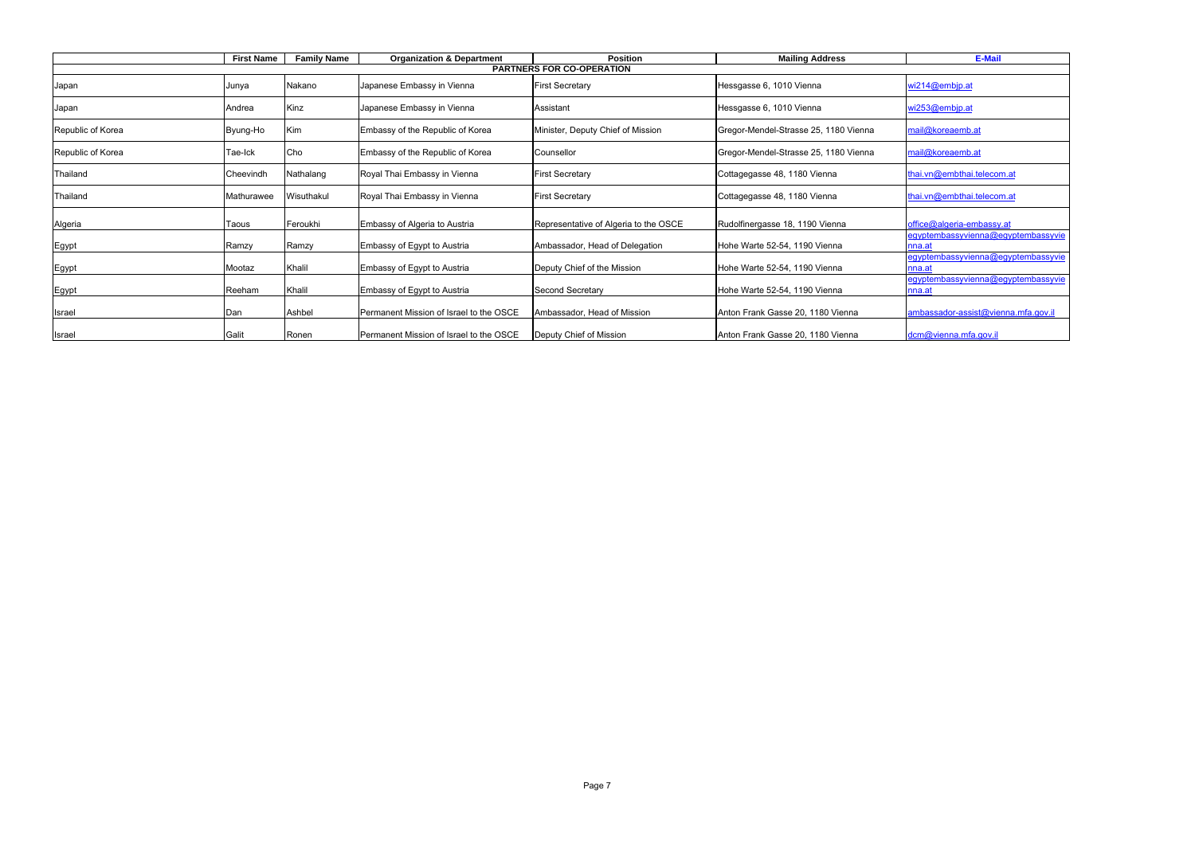| | First Name | Family Name | Organization & Department | Position | Mailing Address | E-Mail |
|---|---|---|---|---|---|---|
| **PARTNERS FOR CO-OPERATION** | | | | | | |
| Japan | Junya | Nakano | Japanese Embassy in Vienna | First Secretary | Hessgasse 6, 1010 Vienna | wi214@embjp.at |
| Japan | Andrea | Kinz | Japanese Embassy in Vienna | Assistant | Hessgasse 6, 1010 Vienna | wi253@embjp.at |
| Republic of Korea | Byung-Ho | Kim | Embassy of the Republic of Korea | Minister, Deputy Chief of Mission | Gregor-Mendel-Strasse 25, 1180 Vienna | mail@koreaemb.at |
| Republic of Korea | Tae-Ick | Cho | Embassy of the Republic of Korea | Counsellor | Gregor-Mendel-Strasse 25, 1180 Vienna | mail@koreaemb.at |
| Thailand | Cheevindh | Nathalang | Royal Thai Embassy in Vienna | First Secretary | Cottagegasse 48, 1180 Vienna | thai.vn@embthai.telecom.at |
| Thailand | Mathurawee | Wisuthakul | Royal Thai Embassy in Vienna | First Secretary | Cottagegasse 48, 1180 Vienna | thai.vn@embthai.telecom.at |
| Algeria | Taous | Feroukhi | Embassy of Algeria to Austria | Representative of Algeria to the OSCE | Rudolfinergasse 18, 1190 Vienna | office@algeria-embassy.at |
| Egypt | Ramzy | Ramzy | Embassy of Egypt to Austria | Ambassador, Head of Delegation | Hohe Warte 52-54, 1190 Vienna | egyptembassyvienna@egyptembassyvienna.at |
| Egypt | Mootaz | Khalil | Embassy of Egypt to Austria | Deputy Chief of the Mission | Hohe Warte 52-54, 1190 Vienna | egyptembassyvienna@egyptembassyvienna.at |
| Egypt | Reeham | Khalil | Embassy of Egypt to Austria | Second Secretary | Hohe Warte 52-54, 1190 Vienna | egyptembassyvienna@egyptembassyvienna.at |
| Israel | Dan | Ashbel | Permanent Mission of Israel to the OSCE | Ambassador, Head of Mission | Anton Frank Gasse 20, 1180 Vienna | ambassador-assist@vienna.mfa.gov.il |
| Israel | Galit | Ronen | Permanent Mission of Israel to the OSCE | Deputy Chief of Mission | Anton Frank Gasse 20, 1180 Vienna | dcm@vienna.mfa.gov.il |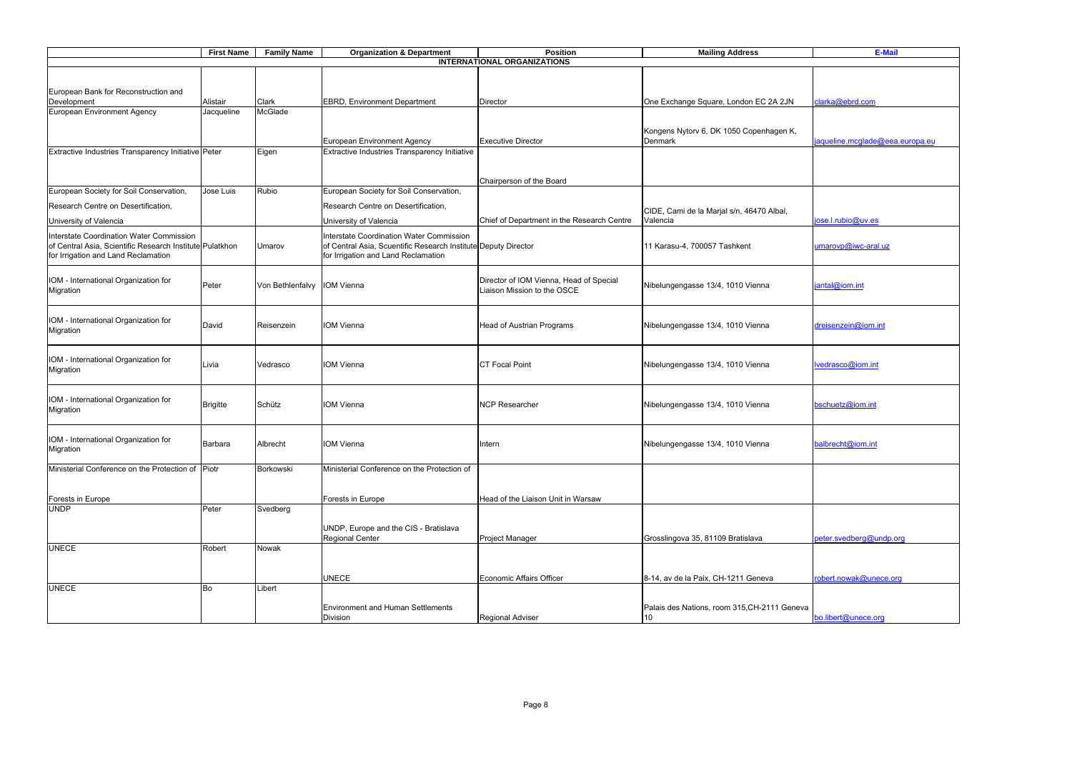| | First Name | Family Name | Organization & Department | Position | Mailing Address | E-Mail |
|---|---|---|---|---|---|---|
| **INTERNATIONAL ORGANIZATIONS** | | | | | | |
| European Bank for Reconstruction and Development | Alistair | Clark | EBRD, Environment Department | Director | One Exchange Square, London EC 2A 2JN | clarka@ebrd.com |
| European Environment Agency | Jacqueline | McGlade | European Environment Agency | Executive Director | Kongens Nytorv 6, DK 1050 Copenhagen K, Denmark | jaqueline.mcglade@eea.europa.eu |
| Extractive Industries Transparency Initiative | Peter | Eigen | Extractive Industries Transparency Initiative | Chairperson of the Board | | |
| European Society for Soil Conservation, Research Centre on Desertification, University of Valencia | Jose Luis | Rubio | European Society for Soil Conservation, Research Centre on Desertification, University of Valencia | Chief of Department in the Research Centre | CIDE, Cami de la Marjal s/n, 46470 Albal, Valencia | jose.l.rubio@uv.es |
| Interstate Coordination Water Commission of Central Asia, Scientific Research Institute for Irrigation and Land Reclamation | Pulatkhon | Umarov | Interstate Coordination Water Commission of Central Asia, Scuentific Research Institute for Irrigation and Land Reclamation | Deputy Director | 11 Karasu-4, 700057 Tashkent | umarovp@iwc-aral.uz |
| IOM - International Organization for Migration | Peter | Von Bethlenfalvy | IOM Vienna | Director of IOM Vienna, Head of Special Liaison Mission to the OSCE | Nibelungengasse 13/4, 1010 Vienna | jantal@iom.int |
| IOM - International Organization for Migration | David | Reisenzein | IOM Vienna | Head of Austrian Programs | Nibelungengasse 13/4, 1010 Vienna | dreisenzein@iom.int |
| IOM - International Organization for Migration | Livia | Vedrasco | IOM Vienna | CT Focal Point | Nibelungengasse 13/4, 1010 Vienna | lvedrasco@iom.int |
| IOM - International Organization for Migration | Brigitte | Schütz | IOM Vienna | NCP Researcher | Nibelungengasse 13/4, 1010 Vienna | bschuetz@iom.int |
| IOM - International Organization for Migration | Barbara | Albrecht | IOM Vienna | Intern | Nibelungengasse 13/4, 1010 Vienna | balbrecht@iom.int |
| Ministerial Conference on the Protection of Forests in Europe | Piotr | Borkowski | Ministerial Conference on the Protection of Forests in Europe | Head of the Liaison Unit in Warsaw | | |
| UNDP | Peter | Svedberg | UNDP, Europe and the CIS - Bratislava Regional Center | Project Manager | Grosslingova 35, 81109 Bratislava | peter.svedberg@undp.org |
| UNECE | Robert | Nowak | UNECE | Economic Affairs Officer | 8-14, av de la Paix, CH-1211 Geneva | robert.nowak@unece.org |
| UNECE | Bo | Libert | Environment and Human Settlements Division | Regional Adviser | Palais des Nations, room 315,CH-2111 Geneva 10 | bo.libert@unece.org |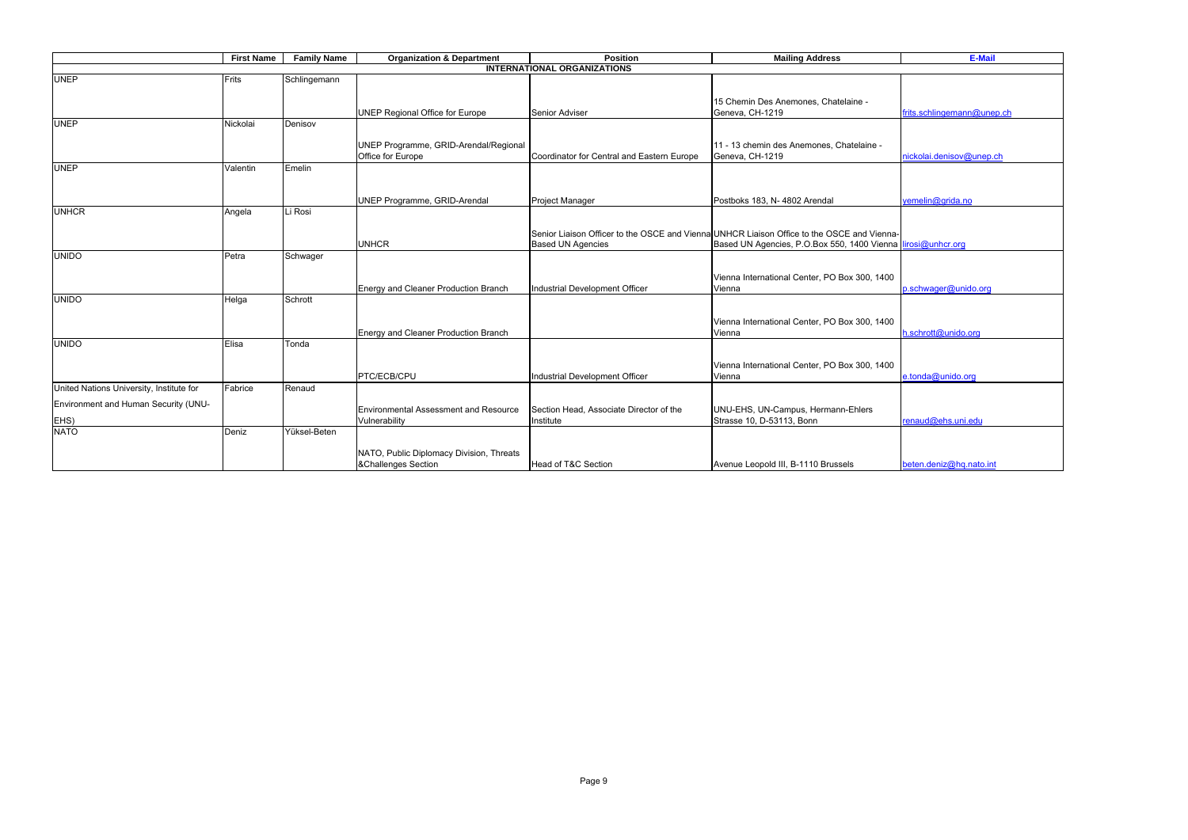| | First Name | Family Name | Organization & Department | Position | Mailing Address | E-Mail |
|---|---|---|---|---|---|---|
| **INTERNATIONAL ORGANIZATIONS** | | | | | | |
| UNEP | Frits | Schlingemann | UNEP Regional Office for Europe | Senior Adviser | 15 Chemin Des Anemones, Chatelaine - Geneva, CH-1219 | frits.schlingemann@unep.ch |
| UNEP | Nickolai | Denisov | UNEP Programme, GRID-Arendal/Regional Office for Europe | Coordinator for Central and Eastern Europe | 11 - 13 chemin des Anemones, Chatelaine - Geneva, CH-1219 | nickolai.denisov@unep.ch |
| UNEP | Valentin | Emelin | UNEP Programme, GRID-Arendal | Project Manager | Postboks 183, N- 4802 Arendal | vemelin@grida.no |
| UNHCR | Angela | Li Rosi | UNHCR | Senior Liaison Officer to the OSCE and Vienna Based UN Agencies | UNHCR Liaison Office to the OSCE and Vienna-Based UN Agencies, P.O.Box 550, 1400 Vienna | lirosi@unhcr.org |
| UNIDO | Petra | Schwager | Energy and Cleaner Production Branch | Industrial Development Officer | Vienna International Center, PO Box 300, 1400 Vienna | p.schwager@unido.org |
| UNIDO | Helga | Schrott | Energy and Cleaner Production Branch | | Vienna International Center, PO Box 300, 1400 Vienna | h.schrott@unido.org |
| UNIDO | Elisa | Tonda | PTC/ECB/CPU | Industrial Development Officer | Vienna International Center, PO Box 300, 1400 Vienna | e.tonda@unido.org |
| United Nations University, Institute for Environment and Human Security (UNU-EHS) | Fabrice | Renaud | Environmental Assessment and Resource Vulnerability | Section Head, Associate Director of the Institute | UNU-EHS, UN-Campus, Hermann-Ehlers Strasse 10, D-53113, Bonn | renaud@ehs.uni.edu |
| NATO | Deniz | Yüksel-Beten | NATO, Public Diplomacy Division, Threats &Challenges Section | Head of T&C Section | Avenue Leopold III, B-1110 Brussels | beten.deniz@hq.nato.int |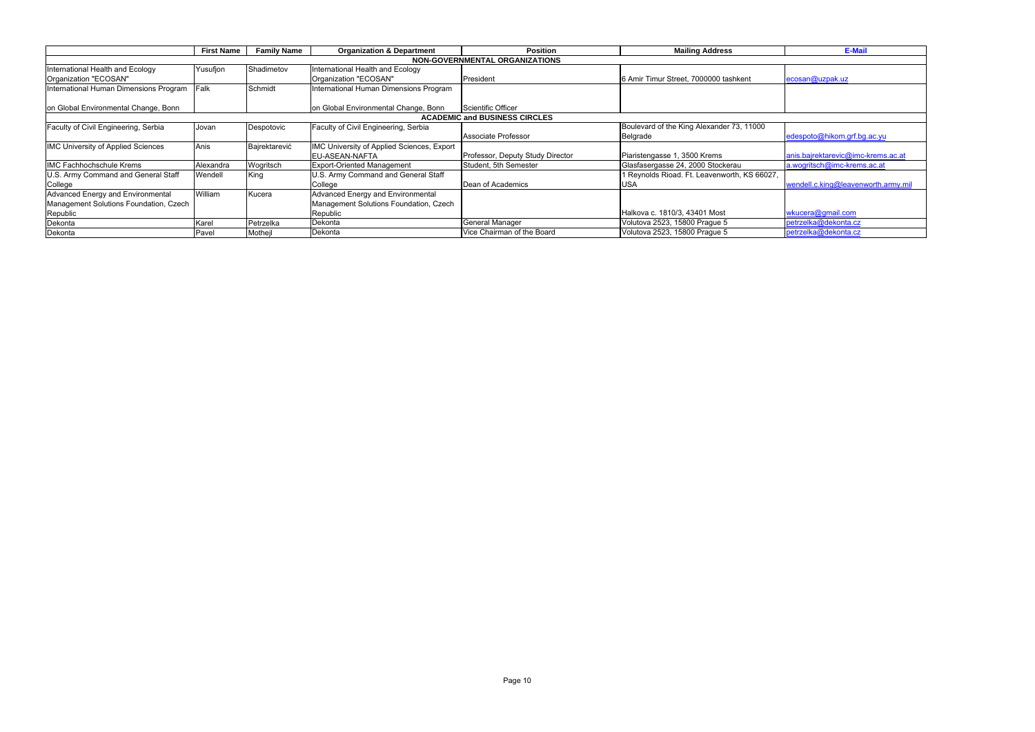|  | First Name | Family Name | Organization & Department | Position | Mailing Address | E-Mail |
|---|---|---|---|---|---|---|
| **NON-GOVERNMENTAL ORGANIZATIONS** | | | | | | |
| International Health and Ecology Organization "ECOSAN" | Yusufjon | Shadimetov | International Health and Ecology Organization "ECOSAN" | President | 6 Amir Timur Street, 7000000 tashkent | ecosan@uzpak.uz |
| International Human Dimensions Program on Global Environmental Change, Bonn | Falk | Schmidt | International Human Dimensions Program on Global Environmental Change, Bonn | Scientific Officer |  |  |
| **ACADEMIC and BUSINESS CIRCLES** | | | | | | |
| Faculty of Civil Engineering, Serbia | Jovan | Despotovic | Faculty of Civil Engineering, Serbia | Associate Professor | Boulevard of the King Alexander 73, 11000 Belgrade | edespoto@hikom.grf.bg.ac.yu |
| IMC University of Applied Sciences | Anis | Bajrektarević | IMC University of Applied Sciences, Export EU-ASEAN-NAFTA | Professor, Deputy Study Director | Piaristengasse 1, 3500 Krems | anis.bajrektarevic@imc-krems.ac.at |
| IMC Fachhochschule Krems | Alexandra | Wogritsch | Export-Oriented Management | Student, 5th Semester | Glasfasergasse 24, 2000 Stockerau | a.wogritsch@imc-krems.ac.at |
| U.S. Army Command and General Staff College | Wendell | King | U.S. Army Command and General Staff College | Dean of Academics | 1 Reynolds Rioad. Ft. Leavenworth, KS 66027, USA | wendell.c.king@leavenworth.army.mil |
| Advanced Energy and Environmental Management Solutions Foundation, Czech Republic | William | Kucera | Advanced Energy and Environmental Management Solutions Foundation, Czech Republic |  | Halkova c. 1810/3, 43401 Most | wkucera@gmail.com |
| Dekonta | Karel | Petrzelka | Dekonta | General Manager | Volutova 2523, 15800 Prague 5 | petrzelka@dekonta.cz |
| Dekonta | Pavel | Mothejl | Dekonta | Vice Chairman of the Board | Volutova 2523, 15800 Prague 5 | petrzelka@dekonta.cz |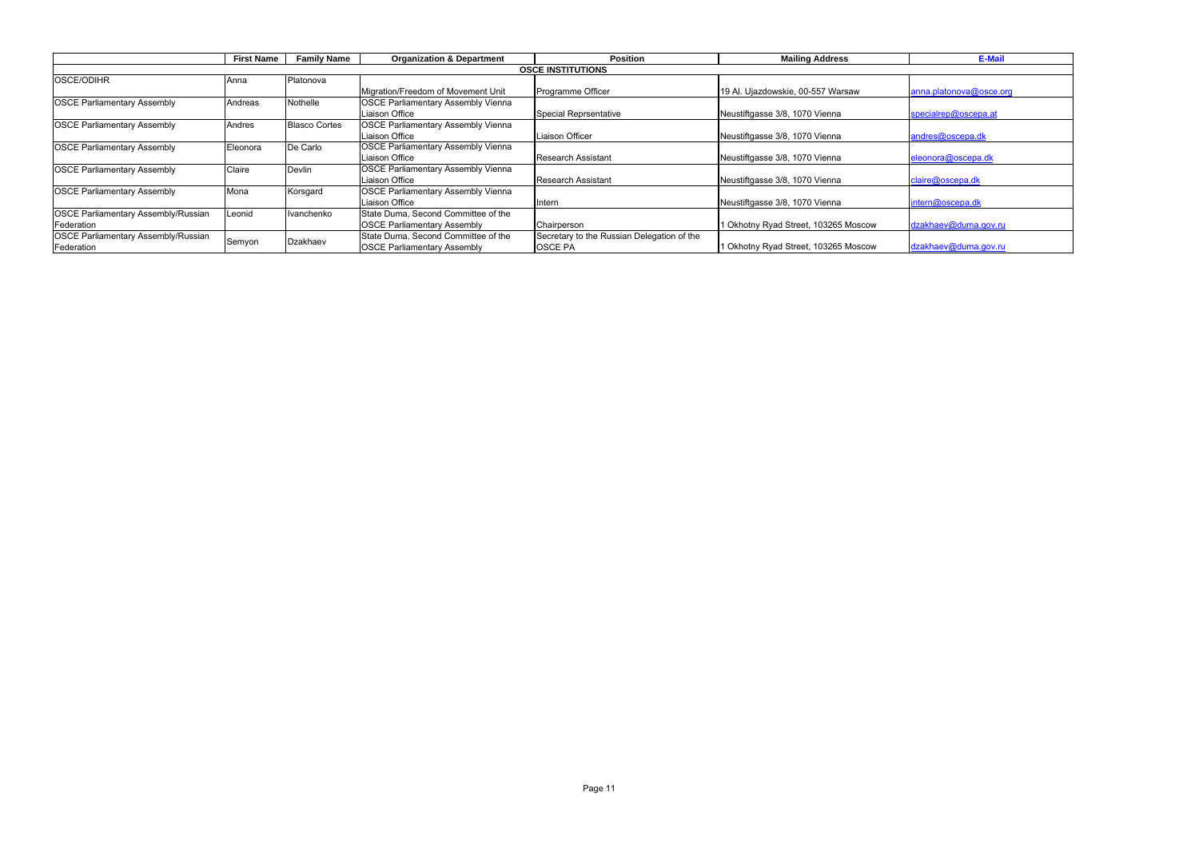| | First Name | Family Name | Organization & Department | Position | Mailing Address | E-Mail |
|---|---|---|---|---|---|---|
| **OSCE INSTITUTIONS** | | | | | | |
| OSCE/ODIHR | Anna | Platonova | Migration/Freedom of Movement Unit | Programme Officer | 19 Al. Ujazdowskie, 00-557 Warsaw | anna.platonova@osce.org |
| OSCE Parliamentary Assembly | Andreas | Nothelle | OSCE Parliamentary Assembly Vienna Liaison Office | Special Reprsentative | Neustiftgasse 3/8, 1070 Vienna | specialrep@oscepa.at |
| OSCE Parliamentary Assembly | Andres | Blasco Cortes | OSCE Parliamentary Assembly Vienna Liaison Office | Liaison Officer | Neustiftgasse 3/8, 1070 Vienna | andres@oscepa.dk |
| OSCE Parliamentary Assembly | Eleonora | De Carlo | OSCE Parliamentary Assembly Vienna Liaison Office | Research Assistant | Neustiftgasse 3/8, 1070 Vienna | eleonora@oscepa.dk |
| OSCE Parliamentary Assembly | Claire | Devlin | OSCE Parliamentary Assembly Vienna Liaison Office | Research Assistant | Neustiftgasse 3/8, 1070 Vienna | claire@oscepa.dk |
| OSCE Parliamentary Assembly | Mona | Korsgard | OSCE Parliamentary Assembly Vienna Liaison Office | Intern | Neustiftgasse 3/8, 1070 Vienna | intern@oscepa.dk |
| OSCE Parliamentary Assembly/Russian Federation | Leonid | Ivanchenko | State Duma, Second Committee of the OSCE Parliamentary Assembly | Chairperson | 1 Okhotny Ryad Street, 103265 Moscow | dzakhaev@duma.gov.ru |
| OSCE Parliamentary Assembly/Russian Federation | Semyon | Dzakhaev | State Duma, Second Committee of the OSCE Parliamentary Assembly | Secretary to the Russian Delegation of the OSCE PA | 1 Okhotny Ryad Street, 103265 Moscow | dzakhaev@duma.gov.ru |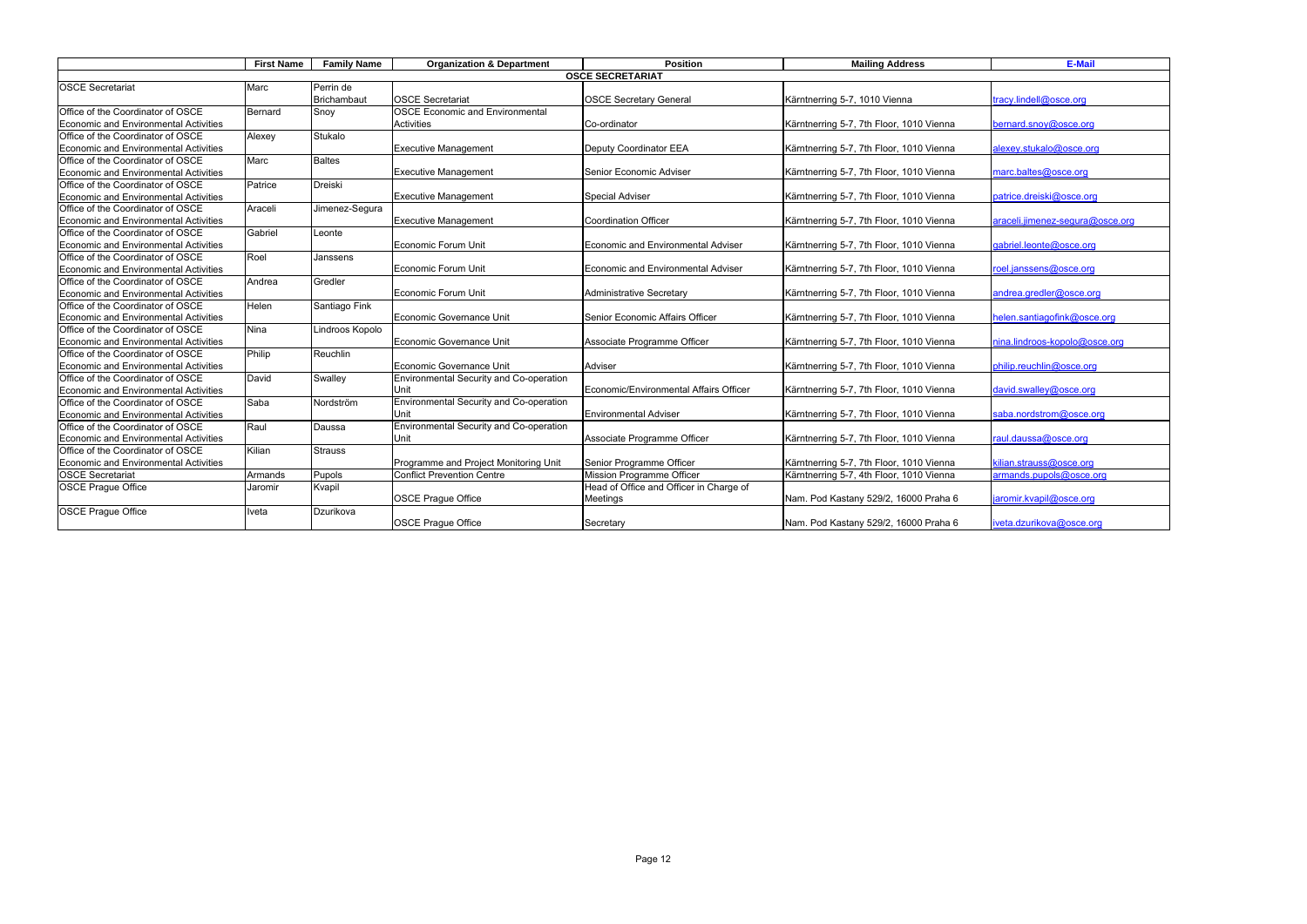| | First Name | Family Name | Organization & Department | Position | Mailing Address | E-Mail |
|---|---|---|---|---|---|---|
| **OSCE SECRETARIAT** | | | | | | |
| OSCE Secretariat | Marc | Perrin de Brichambaut | OSCE Secretariat | OSCE Secretary General | Kärntnerring 5-7, 1010 Vienna | tracy.lindell@osce.org |
| Office of the Coordinator of OSCE Economic and Environmental Activities | Bernard | Snoy | OSCE Economic and Environmental Activities | Co-ordinator | Kärntnerring 5-7, 7th Floor, 1010 Vienna | bernard.snoy@osce.org |
| Office of the Coordinator of OSCE Economic and Environmental Activities | Alexey | Stukalo | Executive Management | Deputy Coordinator EEA | Kärntnerring 5-7, 7th Floor, 1010 Vienna | alexey.stukalo@osce.org |
| Office of the Coordinator of OSCE Economic and Environmental Activities | Marc | Baltes | Executive Management | Senior Economic Adviser | Kärntnerring 5-7, 7th Floor, 1010 Vienna | marc.baltes@osce.org |
| Office of the Coordinator of OSCE Economic and Environmental Activities | Patrice | Dreiski | Executive Management | Special Adviser | Kärntnerring 5-7, 7th Floor, 1010 Vienna | patrice.dreiski@osce.org |
| Office of the Coordinator of OSCE Economic and Environmental Activities | Araceli | Jimenez-Segura | Executive Management | Coordination Officer | Kärntnerring 5-7, 7th Floor, 1010 Vienna | araceli.jimenez-segura@osce.org |
| Office of the Coordinator of OSCE Economic and Environmental Activities | Gabriel | Leonte | Economic Forum Unit | Economic and Environmental Adviser | Kärntnerring 5-7, 7th Floor, 1010 Vienna | gabriel.leonte@osce.org |
| Office of the Coordinator of OSCE Economic and Environmental Activities | Roel | Janssens | Economic Forum Unit | Economic and Environmental Adviser | Kärntnerring 5-7, 7th Floor, 1010 Vienna | roel.janssens@osce.org |
| Office of the Coordinator of OSCE Economic and Environmental Activities | Andrea | Gredler | Economic Forum Unit | Administrative Secretary | Kärntnerring 5-7, 7th Floor, 1010 Vienna | andrea.gredler@osce.org |
| Office of the Coordinator of OSCE Economic and Environmental Activities | Helen | Santiago Fink | Economic Governance Unit | Senior Economic Affairs Officer | Kärntnerring 5-7, 7th Floor, 1010 Vienna | helen.santiagofink@osce.org |
| Office of the Coordinator of OSCE Economic and Environmental Activities | Nina | Lindroos Kopolo | Economic Governance Unit | Associate Programme Officer | Kärntnerring 5-7, 7th Floor, 1010 Vienna | nina.lindroos-kopolo@osce.org |
| Office of the Coordinator of OSCE Economic and Environmental Activities | Philip | Reuchlin | Economic Governance Unit | Adviser | Kärntnerring 5-7, 7th Floor, 1010 Vienna | philip.reuchlin@osce.org |
| Office of the Coordinator of OSCE Economic and Environmental Activities | David | Swalley | Environmental Security and Co-operation Unit | Economic/Environmental Affairs Officer | Kärntnerring 5-7, 7th Floor, 1010 Vienna | david.swalley@osce.org |
| Office of the Coordinator of OSCE Economic and Environmental Activities | Saba | Nordström | Environmental Security and Co-operation Unit | Environmental Adviser | Kärntnerring 5-7, 7th Floor, 1010 Vienna | saba.nordstrom@osce.org |
| Office of the Coordinator of OSCE Economic and Environmental Activities | Raul | Daussa | Environmental Security and Co-operation Unit | Associate Programme Officer | Kärntnerring 5-7, 7th Floor, 1010 Vienna | raul.daussa@osce.org |
| Office of the Coordinator of OSCE Economic and Environmental Activities | Kilian | Strauss | Programme and Project Monitoring Unit | Senior Programme Officer | Kärntnerring 5-7, 7th Floor, 1010 Vienna | kilian.strauss@osce.org |
| OSCE Secretariat | Armands | Pupols | Conflict Prevention Centre | Mission Programme Officer | Kärntnerring 5-7, 4th Floor, 1010 Vienna | armands.pupols@osce.org |
| OSCE Prague Office | Jaromir | Kvapil | OSCE Prague Office | Head of Office and Officer in Charge of Meetings | Nam. Pod Kastany 529/2, 16000 Praha 6 | jaromir.kvapil@osce.org |
| OSCE Prague Office | Iveta | Dzurikova | OSCE Prague Office | Secretary | Nam. Pod Kastany 529/2, 16000 Praha 6 | iveta.dzurikova@osce.org |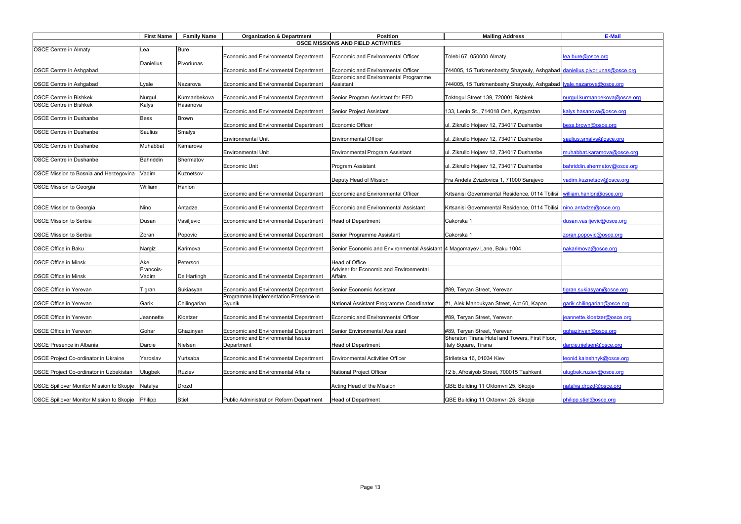| | First Name | Family Name | Organization & Department | Position | Mailing Address | E-Mail |
|---|---|---|---|---|---|---|
| **OSCE MISSIONS AND FIELD ACTIVITIES** | | | | | | |
| OSCE Centre in Almaty | Lea | Bure | Economic and Environmental Department | Economic and Environmental Officer | Tolebi 67, 050000 Almaty | lea.bure@osce.org |
| OSCE Centre in Ashgabad | Danielius | Pivoriunas | Economic and Environmental Department | Economic and Environmental Officer | 744005, 15 Turkmenbashy Shayouly, Ashgabad | danielius.pivoriunas@osce.org |
| OSCE Centre in Ashgabad | Lyale | Nazarova | Economic and Environmental Department | Economic and Environmental Programme Assistant | 744005, 15 Turkmenbashy Shayouly, Ashgabad | lyale.nazarova@osce.org |
| OSCE Centre in Bishkek | Nurgul | Kurmanbekova | Economic and Environmental Department | Senior Program Assistant for EED | Toktogul Street 139, 720001 Bishkek | nurgul.kurmanbekova@osce.org |
| OSCE Centre in Bishkek | Kalys | Hasanova | Economic and Environmental Department | Senior Project Assistant | 133, Lenin St., 714018 Osh, Kyrgyzstan | kalys.hasanova@osce.org |
| OSCE Centre in Dushanbe | Bess | Brown | Economic and Environmental Department | Economic Officer | ul. Zikrullo Hojaev 12, 734017 Dushanbe | bess.brown@osce.org |
| OSCE Centre in Dushanbe | Saulius | Smalys | Environmental Unit | Environmental Officer | ul. Zikrullo Hojaev 12, 734017 Dushanbe | saulius.smalys@osce.org |
| OSCE Centre in Dushanbe | Muhabbat | Kamarova | Environmental Unit | Environmental Program Assistant | ul. Zikrullo Hojaev 12, 734017 Dushanbe | muhabbat.karamova@osce.org |
| OSCE Centre in Dushanbe | Bahriddin | Shermatov | Economic Unit | Program Assistant | ul. Zikrullo Hojaev 12, 734017 Dushanbe | bahriddin.shermatov@osce.org |
| OSCE Mission to Bosnia and Herzegovina | Vadim | Kuznetsov | | Deputy Head of Mission | Fra Andela Zvizdovica 1, 71000 Sarajevo | vadim.kuznetsov@osce.org |
| OSCE Mission to Georgia | William | Hanlon | Economic and Environmental Department | Economic and Environmental Officer | Krtsanisi Governmental Residence, 0114 Tbilisi | william.hanlon@osce.org |
| OSCE Mission to Georgia | Nino | Antadze | Economic and Environmental Department | Economic and Environmental Assistant | Krtsanisi Governmental Residence, 0114 Tbilisi | nino.antadze@osce.org |
| OSCE Mission to Serbia | Dusan | Vasiljevic | Economic and Environmental Department | Head of Department | Cakorska 1 | dusan.vasiljevic@osce.org |
| OSCE Mission to Serbia | Zoran | Popovic | Economic and Environmental Department | Senior Programme Assistant | Cakorska 1 | zoran.popovic@osce.org |
| OSCE Office in Baku | Nargiz | Karimova | Economic and Environmental Department | Senior Economic and Environmental Assistant | 4 Magomayev Lane, Baku 1004 | nakarimova@osce.org |
| OSCE Office in Minsk | Ake | Peterson | | Head of Office | | |
| OSCE Office in Minsk | Francois-Vadim | De Hartingh | Economic and Environmental Department | Adviser for Economic and Environmental Affairs | | |
| OSCE Office in Yerevan | Tigran | Sukiasyan | Economic and Environmental Department | Senior Economic Assistant | #89, Teryan Street, Yerevan | tigran.sukiasyan@osce.org |
| OSCE Office in Yerevan | Garik | Chilingarian | Programme Implementation Presence in Syunik | National Assistant Programme Coordinator | #1, Alek Manoukyan Street, Apt 60, Kapan | garik.chilingarian@osce.org |
| OSCE Office in Yerevan | Jeannette | Kloetzer | Economic and Environmental Department | Economic and Environmental Officer | #89, Teryan Street, Yerevan | jeannette.kloetzer@osce.org |
| OSCE Office in Yerevan | Gohar | Ghazinyan | Economic and Environmental Department | Senior Environmental Assistant | #89, Teryan Street, Yerevan | gghazinyan@osce.org |
| OSCE Presence in Albania | Darcie | Nielsen | Economic and Environmental Issues Department | Head of Department | Sheraton Tirana Hotel and Towers, First Floor, Italy Square, Tirana | darcie.nielsen@osce.org |
| OSCE Project Co-ordinator in Ukraine | Yaroslav | Yurtsaba | Economic and Environmental Department | Environmental Activities Officer | Striletska 16, 01034 Kiev | leonid.kalashnyk@osce.org |
| OSCE Project Co-ordinator in Uzbekistan | Ulugbek | Ruziev | Economic and Environmental Affairs | National Project Officer | 12 b, Afrosiyob Street, 700015 Tashkent | ulugbek.ruziev@osce.org |
| OSCE Spillover Monitor Mission to Skopje | Natalya | Drozd | | Acting Head of the Mission | QBE Building 11 Oktomvri 25, Skopje | natalya.drozd@osce.org |
| OSCE Spillover Monitor Mission to Skopje | Philipp | Stiel | Public Administration Reform Department | Head of Department | QBE Building 11 Oktomvri 25, Skopje | philipp.stiel@osce.org |